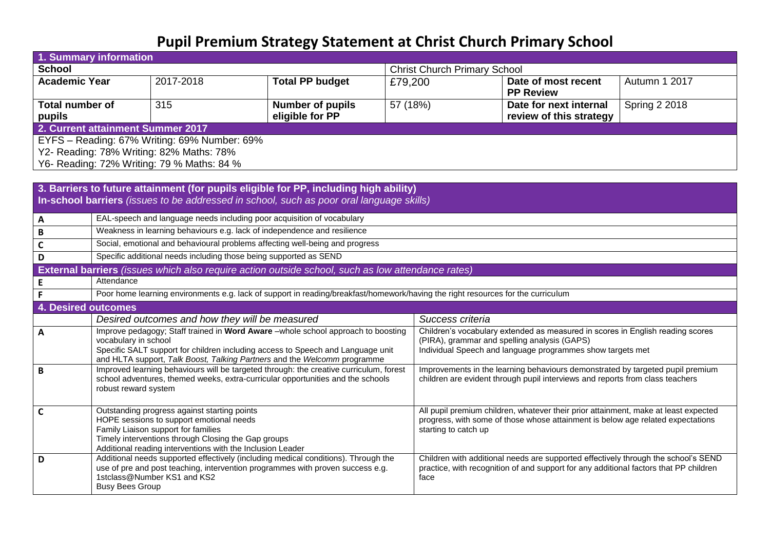# Pupil Premium Strategy Statement at Christ Church Primary School

| **1. Summary information** | | | | | |
|---|---|---|---|---|---|
| **School** | | | Christ Church Primary School | | |
| **Academic Year** | 2017-2018 | **Total PP budget** | £79,200 | **Date of most recent PP Review** | Autumn 1 2017 |
| **Total number of pupils** | 315 | **Number of pupils eligible for PP** | 57 (18%) | **Date for next internal review of this strategy** | Spring 2 2018 |

| **2. Current attainment Summer 2017** |
|---|
| EYFS – Reading: 67% Writing: 69% Number: 69% |
| Y2- Reading: 78% Writing: 82% Maths: 78% |
| Y6- Reading: 72% Writing: 79 % Maths: 84 % |

| **3. Barriers to future attainment (for pupils eligible for PP, including high ability)** **In-school barriers** *(issues to be addressed in school, such as poor oral language skills)* | |
|---|---|
| **A** | EAL-speech and language needs including poor acquisition of vocabulary |
| **B** | Weakness in learning behaviours e.g. lack of independence and resilience |
| **C** | Social, emotional and behavioural problems affecting well-being and progress |
| **D** | Specific additional needs including those being supported as SEND |
| **External barriers** *(issues which also require action outside school, such as low attendance rates)* | |
| **E** | Attendance |
| **F** | Poor home learning environments e.g. lack of support in reading/breakfast/homework/having the right resources for the curriculum |

| **4. Desired outcomes** | | |
|---|---|---|
| | *Desired outcomes and how they will be measured* | *Success criteria* |
| **A** | Improve pedagogy; Staff trained in **Word Aware** –whole school approach to boosting vocabulary in school<br>Specific SALT support for children including access to Speech and Language unit and HLTA support, *Talk Boost, Talking Partners* and the *Welcomm* programme | Children's vocabulary extended as measured in scores in English reading scores (PIRA), grammar and spelling analysis (GAPS)<br>Individual Speech and language programmes show targets met |
| **B** | Improved learning behaviours will be targeted through: the creative curriculum, forest school adventures, themed weeks, extra-curricular opportunities and the schools robust reward system | Improvements in the learning behaviours demonstrated by targeted pupil premium children are evident through pupil interviews and reports from class teachers |
| **C** | Outstanding progress against starting points<br>HOPE sessions to support emotional needs<br>Family Liaison support for families<br>Timely interventions through Closing the Gap groups<br>Additional reading interventions with the Inclusion Leader | All pupil premium children, whatever their prior attainment, make at least expected progress, with some of those whose attainment is below age related expectations starting to catch up |
| **D** | Additional needs supported effectively (including medical conditions). Through the use of pre and post teaching, intervention programmes with proven success e.g. 1stclass@Number KS1 and KS2<br>Busy Bees Group | Children with additional needs are supported effectively through the school's SEND practice, with recognition of and support for any additional factors that PP children face |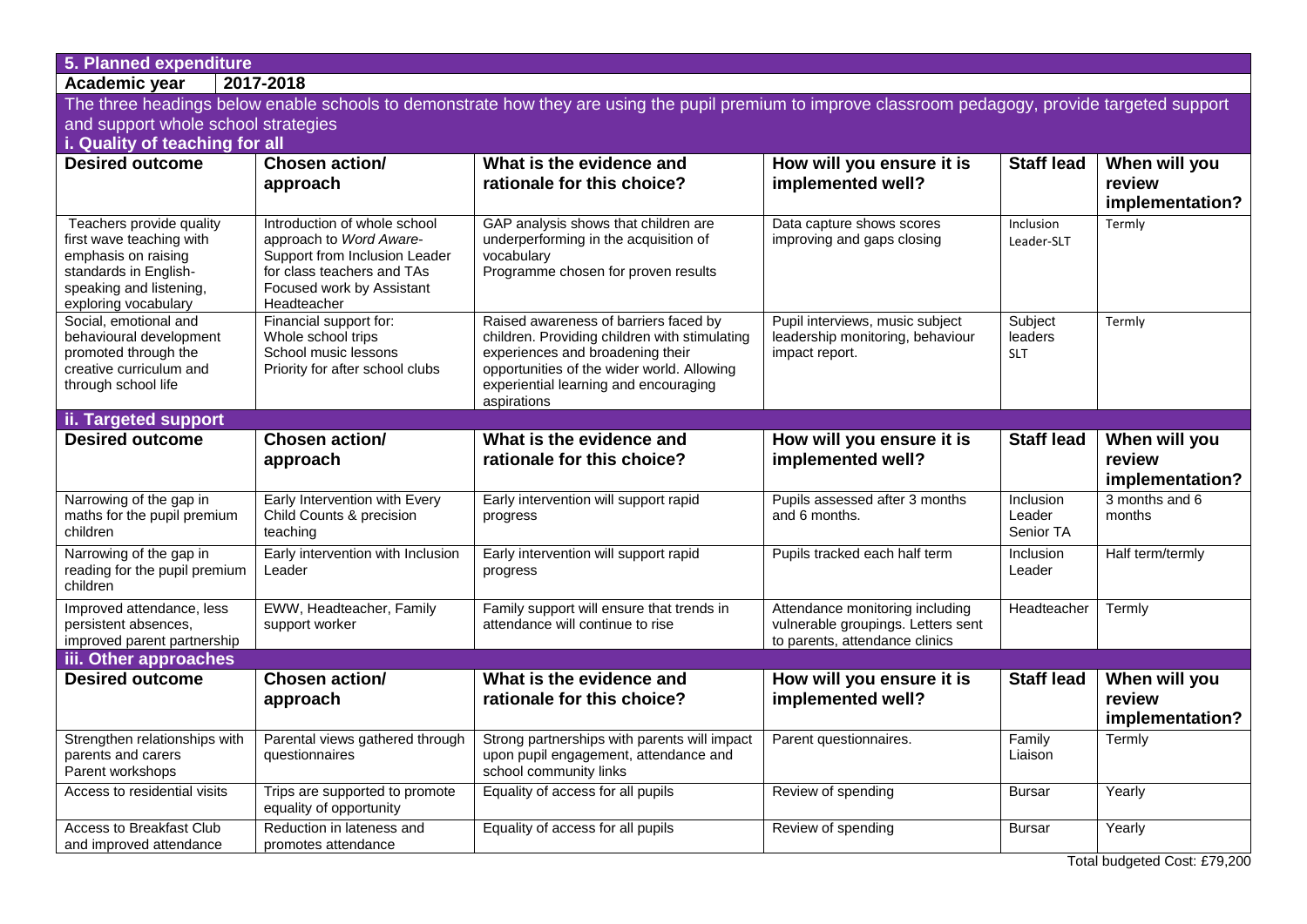## 5. Planned expenditure

**Academic year** 2017-2018

The three headings below enable schools to demonstrate how they are using the pupil premium to improve classroom pedagogy, provide targeted support and support whole school strategies

### i. Quality of teaching for all

| Desired outcome | Chosen action/ approach | What is the evidence and rationale for this choice? | How will you ensure it is implemented well? | Staff lead | When will you review implementation? |
|---|---|---|---|---|---|
| Teachers provide quality first wave teaching with emphasis on raising standards in English- speaking and listening, exploring vocabulary | Introduction of whole school approach to *Word Aware*- Support from Inclusion Leader for class teachers and TAs Focused work by Assistant Headteacher | GAP analysis shows that children are underperforming in the acquisition of vocabulary Programme chosen for proven results | Data capture shows scores improving and gaps closing | Inclusion Leader-SLT | Termly |
| Social, emotional and behavioural development promoted through the creative curriculum and through school life | Financial support for: Whole school trips School music lessons Priority for after school clubs | Raised awareness of barriers faced by children. Providing children with stimulating experiences and broadening their opportunities of the wider world. Allowing experiential learning and encouraging aspirations | Pupil interviews, music subject leadership monitoring, behaviour impact report. | Subject leaders SLT | Termly |

### ii. Targeted support

| Desired outcome | Chosen action/ approach | What is the evidence and rationale for this choice? | How will you ensure it is implemented well? | Staff lead | When will you review implementation? |
|---|---|---|---|---|---|
| Narrowing of the gap in maths for the pupil premium children | Early Intervention with Every Child Counts & precision teaching | Early intervention will support rapid progress | Pupils assessed after 3 months and 6 months. | Inclusion Leader Senior TA | 3 months and 6 months |
| Narrowing of the gap in reading for the pupil premium children | Early intervention with Inclusion Leader | Early intervention will support rapid progress | Pupils tracked each half term | Inclusion Leader | Half term/termly |
| Improved attendance, less persistent absences, improved parent partnership | EWW, Headteacher, Family support worker | Family support will ensure that trends in attendance will continue to rise | Attendance monitoring including vulnerable groupings. Letters sent to parents, attendance clinics | Headteacher | Termly |

### iii. Other approaches

| Desired outcome | Chosen action/ approach | What is the evidence and rationale for this choice? | How will you ensure it is implemented well? | Staff lead | When will you review implementation? |
|---|---|---|---|---|---|
| Strengthen relationships with parents and carers Parent workshops | Parental views gathered through questionnaires | Strong partnerships with parents will impact upon pupil engagement, attendance and school community links | Parent questionnaires. | Family Liaison | Termly |
| Access to residential visits | Trips are supported to promote equality of opportunity | Equality of access for all pupils | Review of spending | Bursar | Yearly |
| Access to Breakfast Club and improved attendance | Reduction in lateness and promotes attendance | Equality of access for all pupils | Review of spending | Bursar | Yearly |

Total budgeted Cost: £79,200